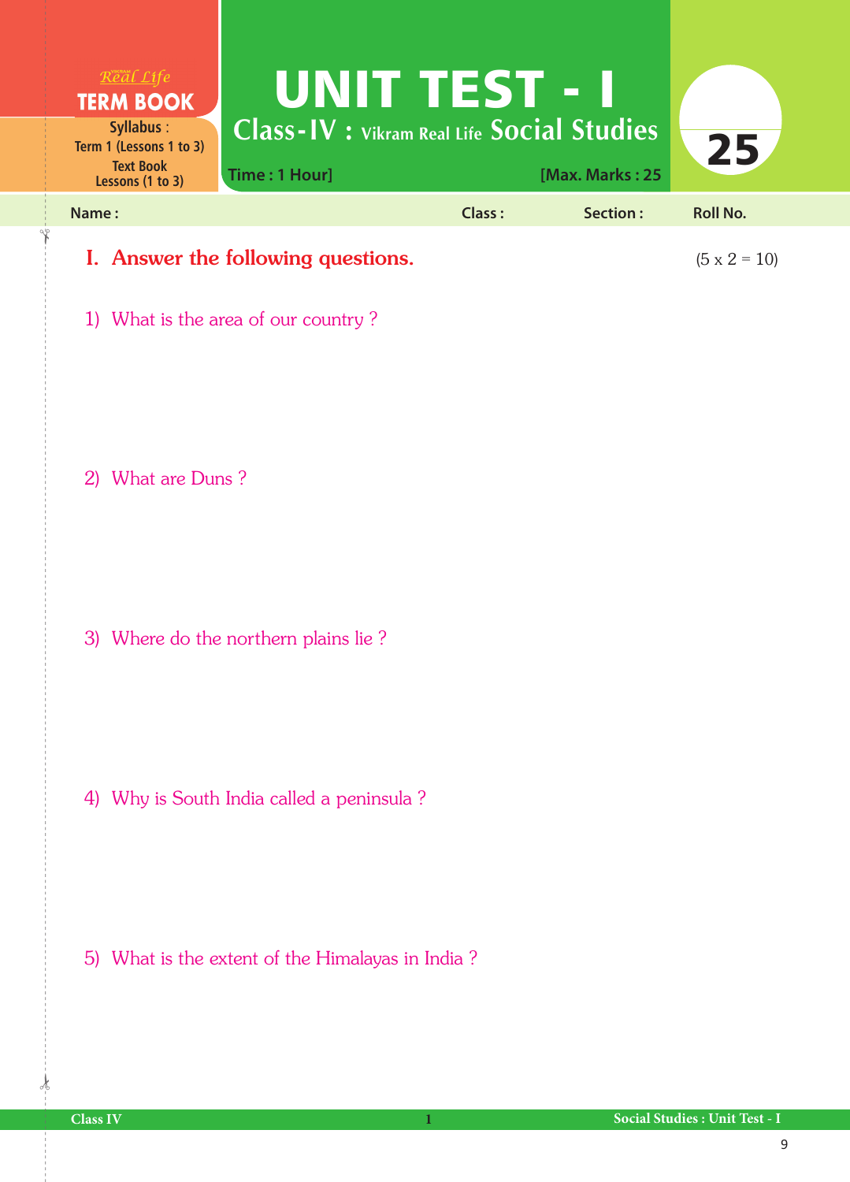Real Life **TERM BOOK**

**Syllabus** :
Term 1 (Lessons 1 to 3)
Text Book
Lessons (1 to 3)

# UNIT TEST - I

## Class-IV : Vikram Real Life Social Studies

**Time : 1 Hour]** **[Max. Marks : 25**

**25**

**Name :** **Class :** **Section :** **Roll No.**

## I. Answer the following questions. (5 x 2 = 10)

1) What is the area of our country ?

2) What are Duns ?

3) Where do the northern plains lie ?

4) Why is South India called a peninsula ?

5) What is the extent of the Himalayas in India ?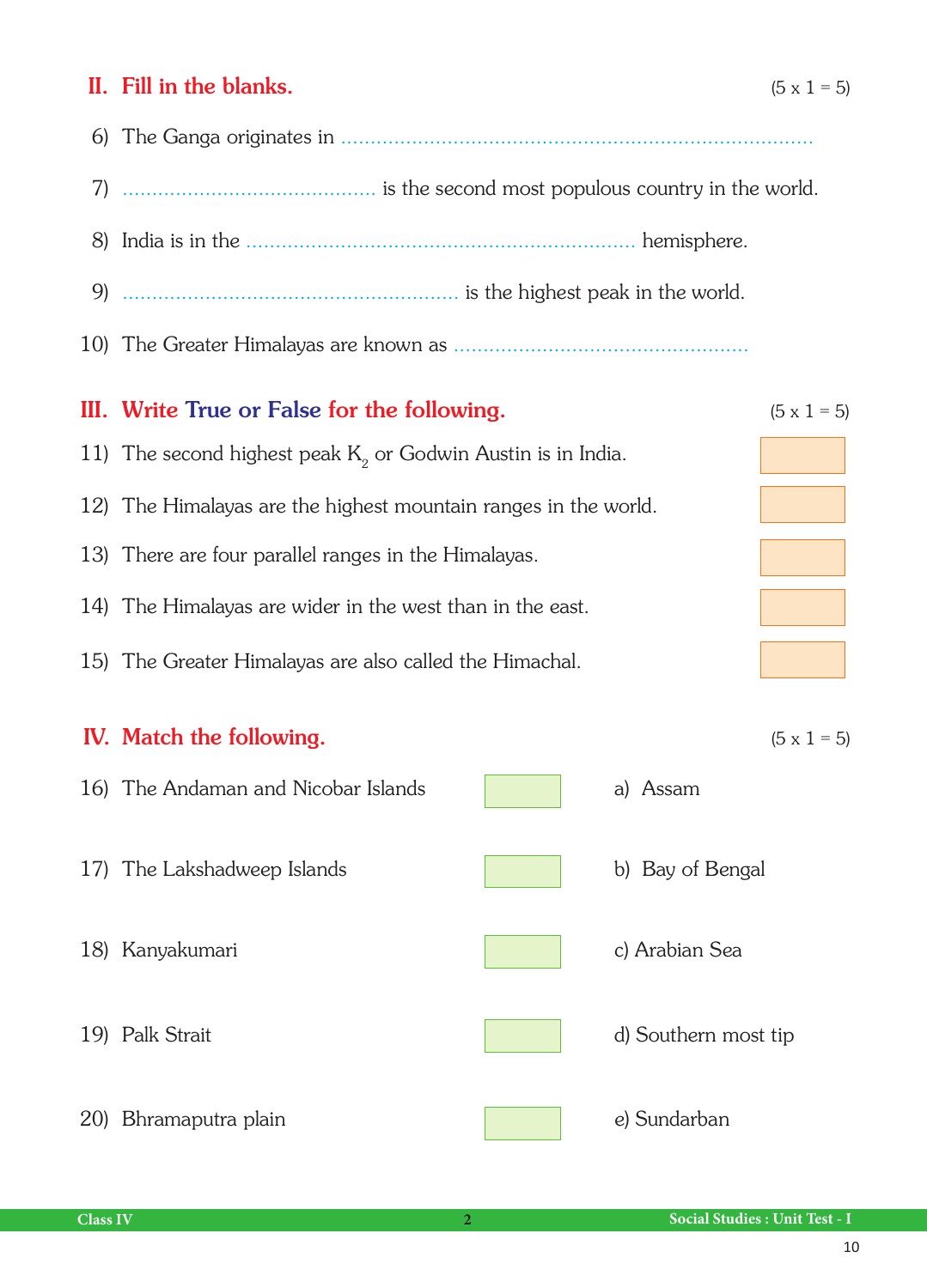## II. Fill in the blanks. (5 x 1 = 5)

6) The Ganga originates in ..................................................................................

7) .......................................... is the second most populous country in the world.

8) India is in the ................................................................. hemisphere.

9) ........................................................ is the highest peak in the world.

10) The Greater Himalayas are known as .................................................

## III. Write True or False for the following. (5 x 1 = 5)

11) The second highest peak $K_2$ or Godwin Austin is in India.

12) The Himalayas are the highest mountain ranges in the world.

13) There are four parallel ranges in the Himalayas.

14) The Himalayas are wider in the west than in the east.

15) The Greater Himalayas are also called the Himachal.

## IV. Match the following. (5 x 1 = 5)

| | | |
|---|---|---|
| 16) The Andaman and Nicobar Islands | | a) Assam |
| 17) The Lakshadweep Islands | | b) Bay of Bengal |
| 18) Kanyakumari | | c) Arabian Sea |
| 19) Palk Strait | | d) Southern most tip |
| 20) Bhramaputra plain | | e) Sundarban |